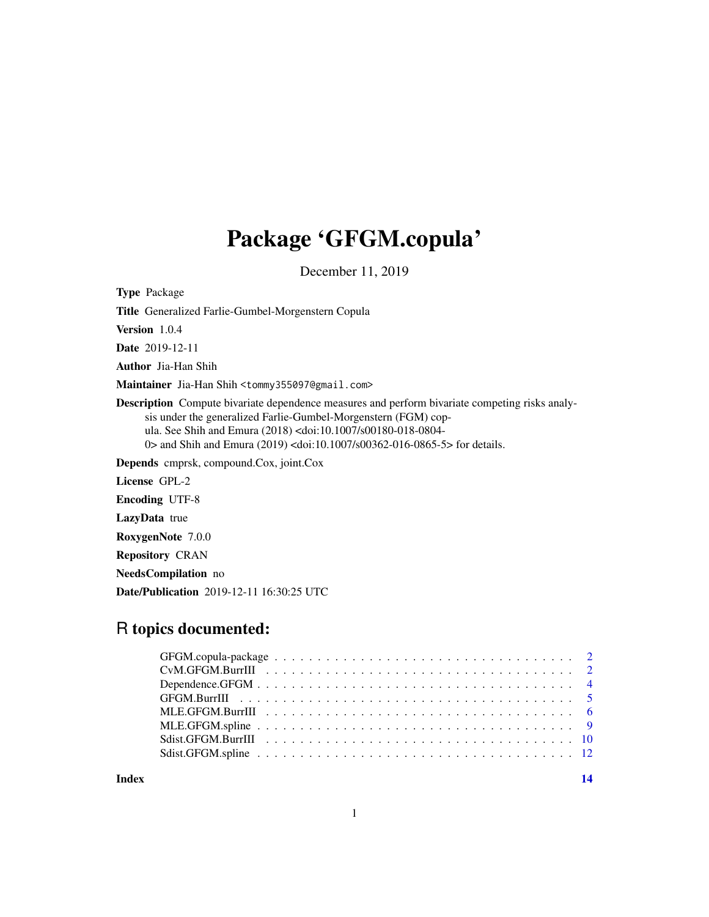# Package 'GFGM.copula'

December 11, 2019

**Type** Package

**Title** Generalized Farlie-Gumbel-Morgenstern Copula

**Version** 1.0.4

**Date** 2019-12-11

**Author** Jia-Han Shih

**Maintainer** Jia-Han Shih <tommy355097@gmail.com>

**Description** Compute bivariate dependence measures and perform bivariate competing risks analysis under the generalized Farlie-Gumbel-Morgenstern (FGM) copula. See Shih and Emura (2018) <doi:10.1007/s00180-018-0804-0> and Shih and Emura (2019) <doi:10.1007/s00362-016-0865-5> for details.

**Depends** cmprsk, compound.Cox, joint.Cox

**License** GPL-2

**Encoding** UTF-8

**LazyData** true

**RoxygenNote** 7.0.0

**Repository** CRAN

**NeedsCompilation** no

**Date/Publication** 2019-12-11 16:30:25 UTC

## R topics documented:

| | |
|---|---|
| GFGM.copula-package | 2 |
| CvM.GFGM.BurrIII | 2 |
| Dependence.GFGM | 4 |
| GFGM.BurrIII | 5 |
| MLE.GFGM.BurrIII | 6 |
| MLE.GFGM.spline | 9 |
| Sdist.GFGM.BurrIII | 10 |
| Sdist.GFGM.spline | 12 |

**Index** **14**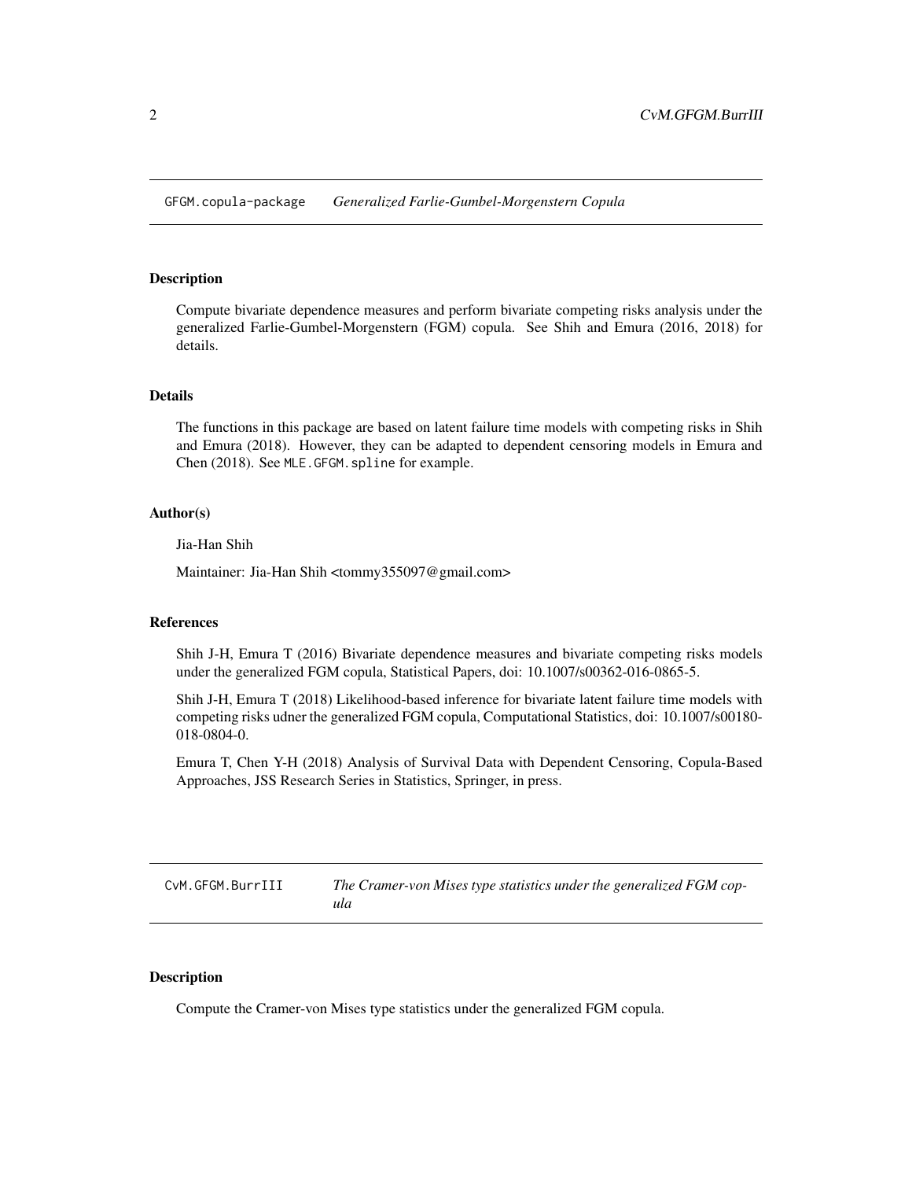## GFGM.copula-package *Generalized Farlie-Gumbel-Morgenstern Copula*

### Description

Compute bivariate dependence measures and perform bivariate competing risks analysis under the generalized Farlie-Gumbel-Morgenstern (FGM) copula. See Shih and Emura (2016, 2018) for details.

### Details

The functions in this package are based on latent failure time models with competing risks in Shih and Emura (2018). However, they can be adapted to dependent censoring models in Emura and Chen (2018). See `MLE.GFGM.spline` for example.

### Author(s)

Jia-Han Shih

Maintainer: Jia-Han Shih <tommy355097@gmail.com>

### References

Shih J-H, Emura T (2016) Bivariate dependence measures and bivariate competing risks models under the generalized FGM copula, Statistical Papers, doi: 10.1007/s00362-016-0865-5.

Shih J-H, Emura T (2018) Likelihood-based inference for bivariate latent failure time models with competing risks udner the generalized FGM copula, Computational Statistics, doi: 10.1007/s00180-018-0804-0.

Emura T, Chen Y-H (2018) Analysis of Survival Data with Dependent Censoring, Copula-Based Approaches, JSS Research Series in Statistics, Springer, in press.

## CvM.GFGM.BurrIII *The Cramer-von Mises type statistics under the generalized FGM copula*

### Description

Compute the Cramer-von Mises type statistics under the generalized FGM copula.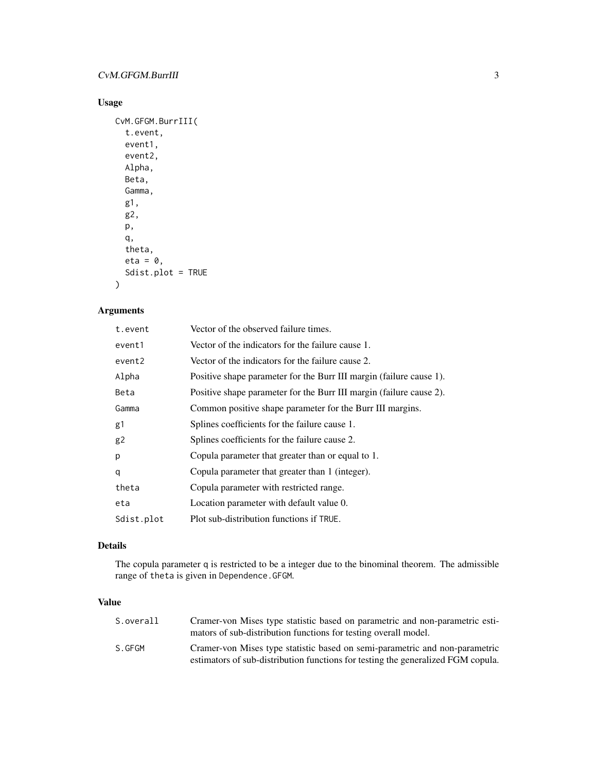## Usage

```
CvM.GFGM.BurrIII(
  t.event,
  event1,
  event2,
  Alpha,
  Beta,
  Gamma,
  g1,
  g2,
  p,
  q,
  theta,
  eta = 0,
  Sdist.plot = TRUE
)
```

## Arguments

| | |
|---|---|
| t.event | Vector of the observed failure times. |
| event1 | Vector of the indicators for the failure cause 1. |
| event2 | Vector of the indicators for the failure cause 2. |
| Alpha | Positive shape parameter for the Burr III margin (failure cause 1). |
| Beta | Positive shape parameter for the Burr III margin (failure cause 2). |
| Gamma | Common positive shape parameter for the Burr III margins. |
| g1 | Splines coefficients for the failure cause 1. |
| g2 | Splines coefficients for the failure cause 2. |
| p | Copula parameter that greater than or equal to 1. |
| q | Copula parameter that greater than 1 (integer). |
| theta | Copula parameter with restricted range. |
| eta | Location parameter with default value 0. |
| Sdist.plot | Plot sub-distribution functions if TRUE. |

## Details

The copula parameter q is restricted to be a integer due to the binominal theorem. The admissible range of theta is given in Dependence.GFGM.

## Value

| | |
|---|---|
| S.overall | Cramer-von Mises type statistic based on parametric and non-parametric estimators of sub-distribution functions for testing overall model. |
| S.GFGM | Cramer-von Mises type statistic based on semi-parametric and non-parametric estimators of sub-distribution functions for testing the generalized FGM copula. |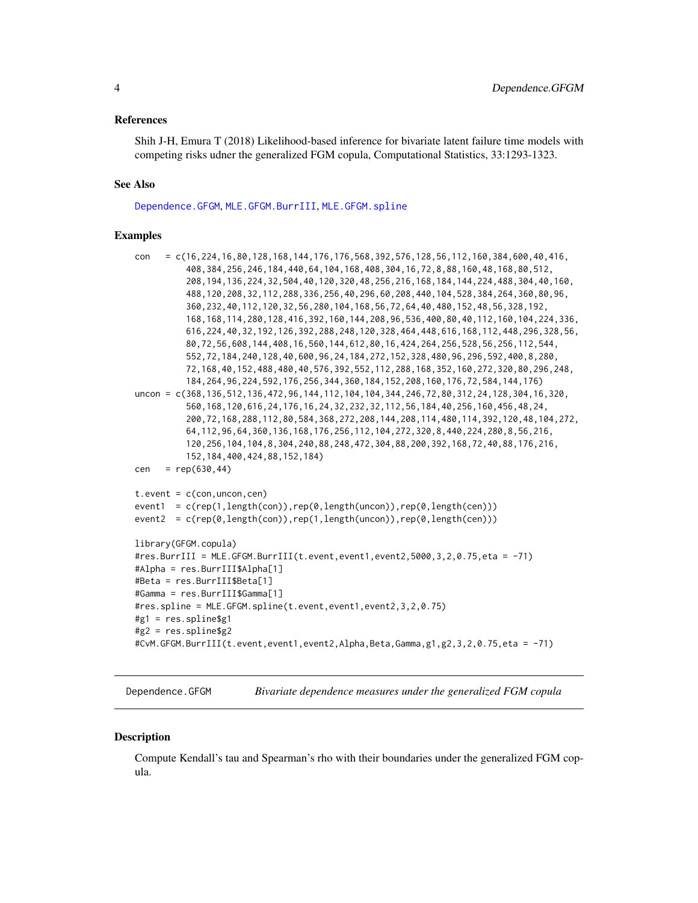### References

Shih J-H, Emura T (2018) Likelihood-based inference for bivariate latent failure time models with competing risks udner the generalized FGM copula, Computational Statistics, 33:1293-1323.

### See Also

Dependence.GFGM, MLE.GFGM.BurrIII, MLE.GFGM.spline

### Examples

```
con   = c(16,224,16,80,128,168,144,176,176,568,392,576,128,56,112,160,384,600,40,416,
          408,384,256,246,184,440,64,104,168,408,304,16,72,8,88,160,48,168,80,512,
          208,194,136,224,32,504,40,120,320,48,256,216,168,184,144,224,488,304,40,160,
          488,120,208,32,112,288,336,256,40,296,60,208,440,104,528,384,264,360,80,96,
          360,232,40,112,120,32,56,280,104,168,56,72,64,40,480,152,48,56,328,192,
          168,168,114,280,128,416,392,160,144,208,96,536,400,80,40,112,160,104,224,336,
          616,224,40,32,192,126,392,288,248,120,328,464,448,616,168,112,448,296,328,56,
          80,72,56,608,144,408,16,560,144,612,80,16,424,264,256,528,56,256,112,544,
          552,72,184,240,128,40,600,96,24,184,272,152,328,480,96,296,592,400,8,280,
          72,168,40,152,488,480,40,576,392,552,112,288,168,352,160,272,320,80,296,248,
          184,264,96,224,592,176,256,344,360,184,152,208,160,176,72,584,144,176)
uncon = c(368,136,512,136,472,96,144,112,104,104,344,246,72,80,312,24,128,304,16,320,
          560,168,120,616,24,176,16,24,32,232,32,112,56,184,40,256,160,456,48,24,
          200,72,168,288,112,80,584,368,272,208,144,208,114,480,114,392,120,48,104,272,
          64,112,96,64,360,136,168,176,256,112,104,272,320,8,440,224,280,8,56,216,
          120,256,104,104,8,304,240,88,248,472,304,88,200,392,168,72,40,88,176,216,
          152,184,400,424,88,152,184)
cen   = rep(630,44)

t.event = c(con,uncon,cen)
event1  = c(rep(1,length(con)),rep(0,length(uncon)),rep(0,length(cen)))
event2  = c(rep(0,length(con)),rep(1,length(uncon)),rep(0,length(cen)))

library(GFGM.copula)
#res.BurrIII = MLE.GFGM.BurrIII(t.event,event1,event2,5000,3,2,0.75,eta = -71)
#Alpha = res.BurrIII$Alpha[1]
#Beta = res.BurrIII$Beta[1]
#Gamma = res.BurrIII$Gamma[1]
#res.spline = MLE.GFGM.spline(t.event,event1,event2,3,2,0.75)
#g1 = res.spline$g1
#g2 = res.spline$g2
#CvM.GFGM.BurrIII(t.event,event1,event2,Alpha,Beta,Gamma,g1,g2,3,2,0.75,eta = -71)
```

---

## Dependence.GFGM — *Bivariate dependence measures under the generalized FGM copula*

### Description

Compute Kendall's tau and Spearman's rho with their boundaries under the generalized FGM copula.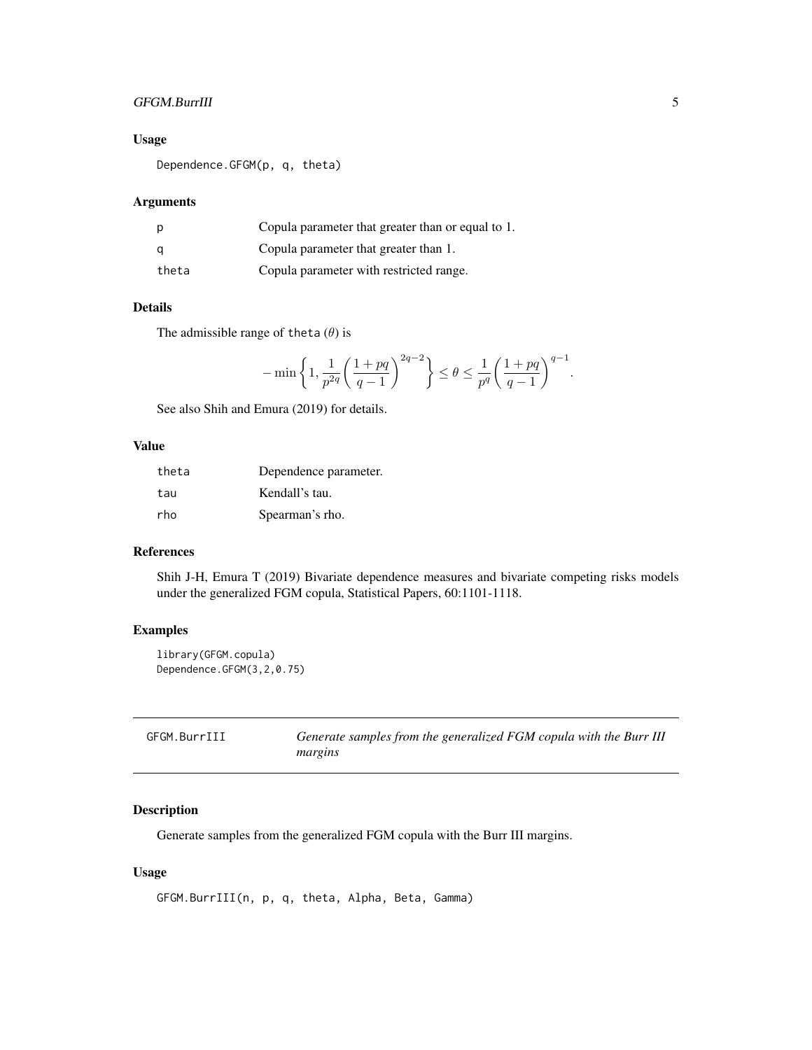### Usage

```
Dependence.GFGM(p, q, theta)
```

### Arguments

| | |
|---|---|
| p | Copula parameter that greater than or equal to 1. |
| q | Copula parameter that greater than 1. |
| theta | Copula parameter with restricted range. |

### Details

The admissible range of theta ($\theta$) is

$$-\min\left\{1, \frac{1}{p^{2q}}\left(\frac{1+pq}{q-1}\right)^{2q-2}\right\} \leq \theta \leq \frac{1}{p^q}\left(\frac{1+pq}{q-1}\right)^{q-1}.$$

See also Shih and Emura (2019) for details.

### Value

| | |
|---|---|
| theta | Dependence parameter. |
| tau | Kendall's tau. |
| rho | Spearman's rho. |

### References

Shih J-H, Emura T (2019) Bivariate dependence measures and bivariate competing risks models under the generalized FGM copula, Statistical Papers, 60:1101-1118.

### Examples

```
library(GFGM.copula)
Dependence.GFGM(3,2,0.75)
```

---

## GFGM.BurrIII — *Generate samples from the generalized FGM copula with the Burr III margins*

### Description

Generate samples from the generalized FGM copula with the Burr III margins.

### Usage

```
GFGM.BurrIII(n, p, q, theta, Alpha, Beta, Gamma)
```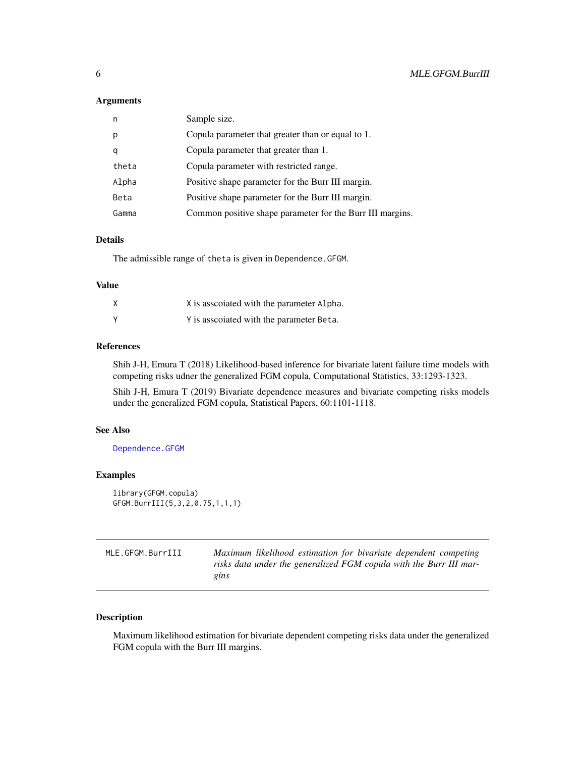### Arguments

| | |
|---|---|
| n | Sample size. |
| p | Copula parameter that greater than or equal to 1. |
| q | Copula parameter that greater than 1. |
| theta | Copula parameter with restricted range. |
| Alpha | Positive shape parameter for the Burr III margin. |
| Beta | Positive shape parameter for the Burr III margin. |
| Gamma | Common positive shape parameter for the Burr III margins. |

### Details

The admissible range of `theta` is given in `Dependence.GFGM`.

### Value

| | |
|---|---|
| X | X is asscoiated with the parameter Alpha. |
| Y | Y is asscoiated with the parameter Beta. |

### References

Shih J-H, Emura T (2018) Likelihood-based inference for bivariate latent failure time models with competing risks udner the generalized FGM copula, Computational Statistics, 33:1293-1323.

Shih J-H, Emura T (2019) Bivariate dependence measures and bivariate competing risks models under the generalized FGM copula, Statistical Papers, 60:1101-1118.

### See Also

`Dependence.GFGM`

### Examples

```
library(GFGM.copula)
GFGM.BurrIII(5,3,2,0.75,1,1,1)
```

---

## MLE.GFGM.BurrIII — *Maximum likelihood estimation for bivariate dependent competing risks data under the generalized FGM copula with the Burr III margins*

### Description

Maximum likelihood estimation for bivariate dependent competing risks data under the generalized FGM copula with the Burr III margins.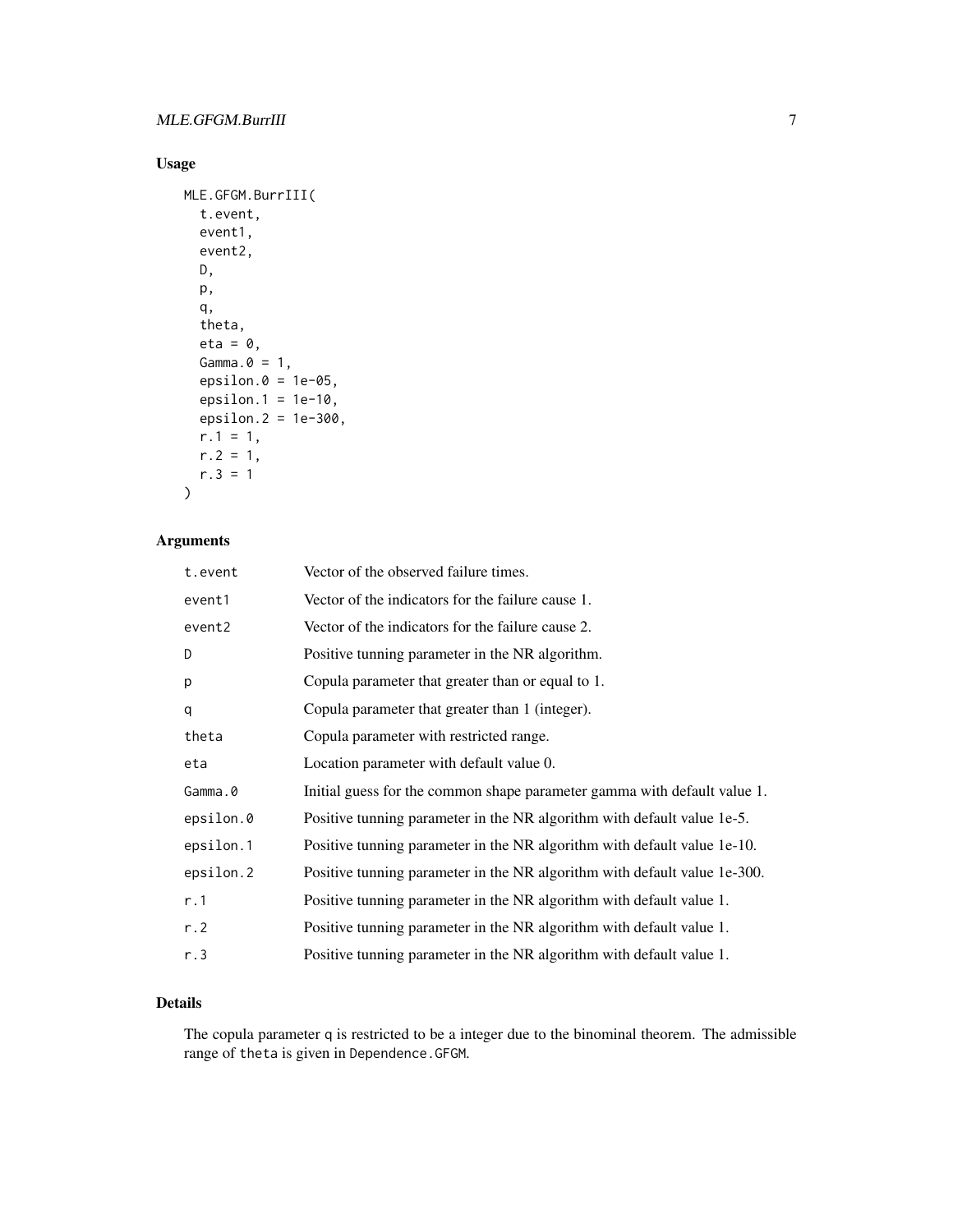## Usage

```
MLE.GFGM.BurrIII(
  t.event,
  event1,
  event2,
  D,
  p,
  q,
  theta,
  eta = 0,
  Gamma.0 = 1,
  epsilon.0 = 1e-05,
  epsilon.1 = 1e-10,
  epsilon.2 = 1e-300,
  r.1 = 1,
  r.2 = 1,
  r.3 = 1
)
```

## Arguments

| | |
|---|---|
| t.event | Vector of the observed failure times. |
| event1 | Vector of the indicators for the failure cause 1. |
| event2 | Vector of the indicators for the failure cause 2. |
| D | Positive tunning parameter in the NR algorithm. |
| p | Copula parameter that greater than or equal to 1. |
| q | Copula parameter that greater than 1 (integer). |
| theta | Copula parameter with restricted range. |
| eta | Location parameter with default value 0. |
| Gamma.0 | Initial guess for the common shape parameter gamma with default value 1. |
| epsilon.0 | Positive tunning parameter in the NR algorithm with default value 1e-5. |
| epsilon.1 | Positive tunning parameter in the NR algorithm with default value 1e-10. |
| epsilon.2 | Positive tunning parameter in the NR algorithm with default value 1e-300. |
| r.1 | Positive tunning parameter in the NR algorithm with default value 1. |
| r.2 | Positive tunning parameter in the NR algorithm with default value 1. |
| r.3 | Positive tunning parameter in the NR algorithm with default value 1. |

## Details

The copula parameter q is restricted to be a integer due to the binominal theorem. The admissible range of theta is given in Dependence.GFGM.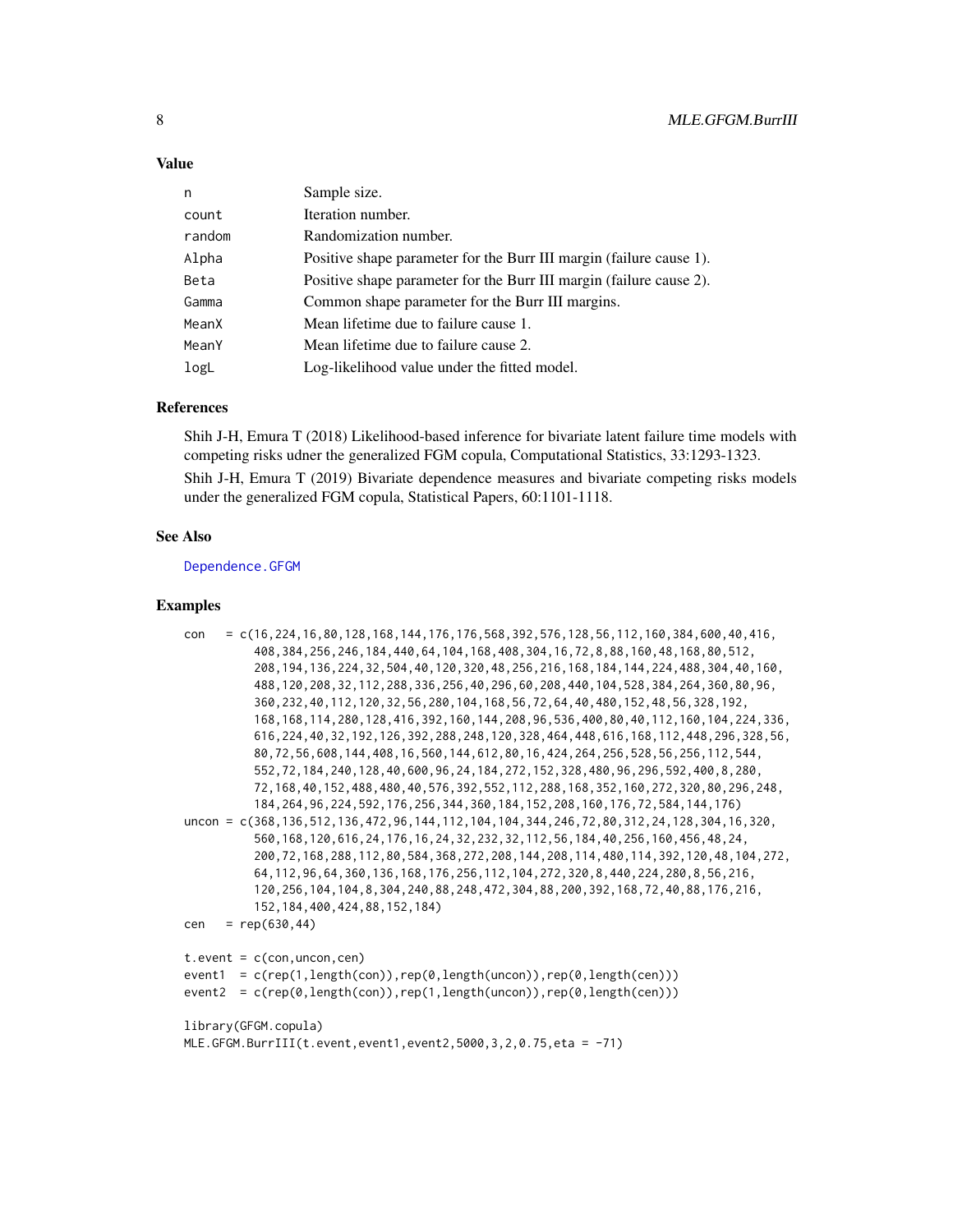### Value

| | |
|---|---|
| n | Sample size. |
| count | Iteration number. |
| random | Randomization number. |
| Alpha | Positive shape parameter for the Burr III margin (failure cause 1). |
| Beta | Positive shape parameter for the Burr III margin (failure cause 2). |
| Gamma | Common shape parameter for the Burr III margins. |
| MeanX | Mean lifetime due to failure cause 1. |
| MeanY | Mean lifetime due to failure cause 2. |
| logL | Log-likelihood value under the fitted model. |

### References

Shih J-H, Emura T (2018) Likelihood-based inference for bivariate latent failure time models with competing risks udner the generalized FGM copula, Computational Statistics, 33:1293-1323.

Shih J-H, Emura T (2019) Bivariate dependence measures and bivariate competing risks models under the generalized FGM copula, Statistical Papers, 60:1101-1118.

### See Also

Dependence.GFGM

### Examples

```
con   = c(16,224,16,80,128,168,144,176,176,568,392,576,128,56,112,160,384,600,40,416,
          408,384,256,246,184,440,64,104,168,408,304,16,72,8,88,160,48,168,80,512,
          208,194,136,224,32,504,40,120,320,48,256,216,168,184,144,224,488,304,40,160,
          488,120,208,32,112,288,336,256,40,296,60,208,440,104,528,384,264,360,80,96,
          360,232,40,112,120,32,56,280,104,168,56,72,64,40,480,152,48,56,328,192,
          168,168,114,280,128,416,392,160,144,208,96,536,400,80,40,112,160,104,224,336,
          616,224,40,32,192,126,392,288,248,120,328,464,448,616,168,112,448,296,328,56,
          80,72,56,608,144,408,16,560,144,612,80,16,424,264,256,528,56,256,112,544,
          552,72,184,240,128,40,600,96,24,184,272,152,328,480,96,296,592,400,8,280,
          72,168,40,152,488,480,40,576,392,552,112,288,168,352,160,272,320,80,296,248,
          184,264,96,224,592,176,256,344,360,184,152,208,160,176,72,584,144,176)
uncon = c(368,136,512,136,472,96,144,112,104,104,344,246,72,80,312,24,128,304,16,320,
          560,168,120,616,24,176,16,24,32,232,32,112,56,184,40,256,160,456,48,24,
          200,72,168,288,112,80,584,368,272,208,144,208,114,480,114,392,120,48,104,272,
          64,112,96,64,360,136,168,176,256,112,104,272,320,8,440,224,280,8,56,216,
          120,256,104,104,8,304,240,88,248,472,304,88,200,392,168,72,40,88,176,216,
          152,184,400,424,88,152,184)
cen   = rep(630,44)

t.event = c(con,uncon,cen)
event1  = c(rep(1,length(con)),rep(0,length(uncon)),rep(0,length(cen)))
event2  = c(rep(0,length(con)),rep(1,length(uncon)),rep(0,length(cen)))

library(GFGM.copula)
MLE.GFGM.BurrIII(t.event,event1,event2,5000,3,2,0.75,eta = -71)
```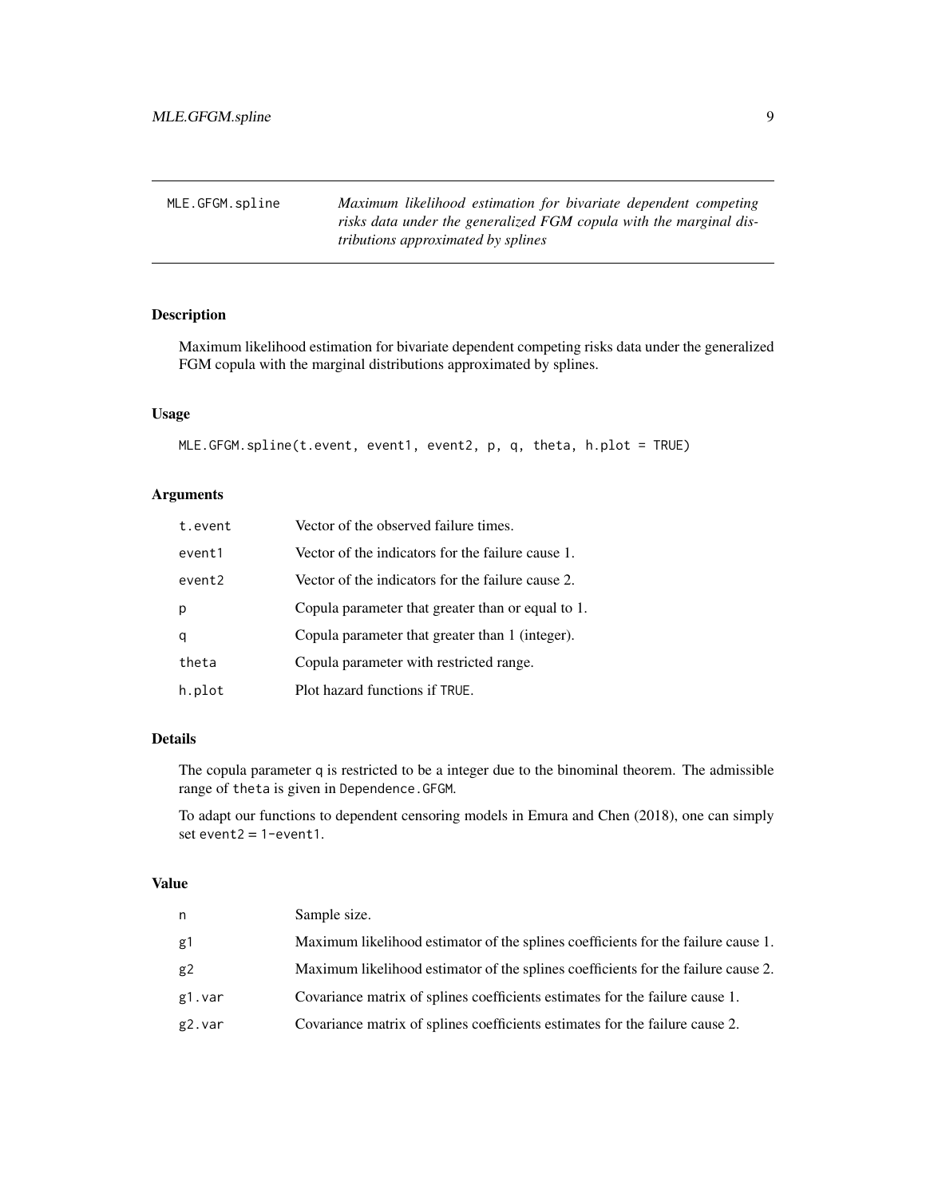## MLE.GFGM.spline — *Maximum likelihood estimation for bivariate dependent competing risks data under the generalized FGM copula with the marginal distributions approximated by splines*

### Description

Maximum likelihood estimation for bivariate dependent competing risks data under the generalized FGM copula with the marginal distributions approximated by splines.

### Usage

```
MLE.GFGM.spline(t.event, event1, event2, p, q, theta, h.plot = TRUE)
```

### Arguments

| | |
|---|---|
| t.event | Vector of the observed failure times. |
| event1 | Vector of the indicators for the failure cause 1. |
| event2 | Vector of the indicators for the failure cause 2. |
| p | Copula parameter that greater than or equal to 1. |
| q | Copula parameter that greater than 1 (integer). |
| theta | Copula parameter with restricted range. |
| h.plot | Plot hazard functions if TRUE. |

### Details

The copula parameter q is restricted to be a integer due to the binominal theorem. The admissible range of theta is given in Dependence.GFGM.

To adapt our functions to dependent censoring models in Emura and Chen (2018), one can simply set event2 = 1-event1.

### Value

| | |
|---|---|
| n | Sample size. |
| g1 | Maximum likelihood estimator of the splines coefficients for the failure cause 1. |
| g2 | Maximum likelihood estimator of the splines coefficients for the failure cause 2. |
| g1.var | Covariance matrix of splines coefficients estimates for the failure cause 1. |
| g2.var | Covariance matrix of splines coefficients estimates for the failure cause 2. |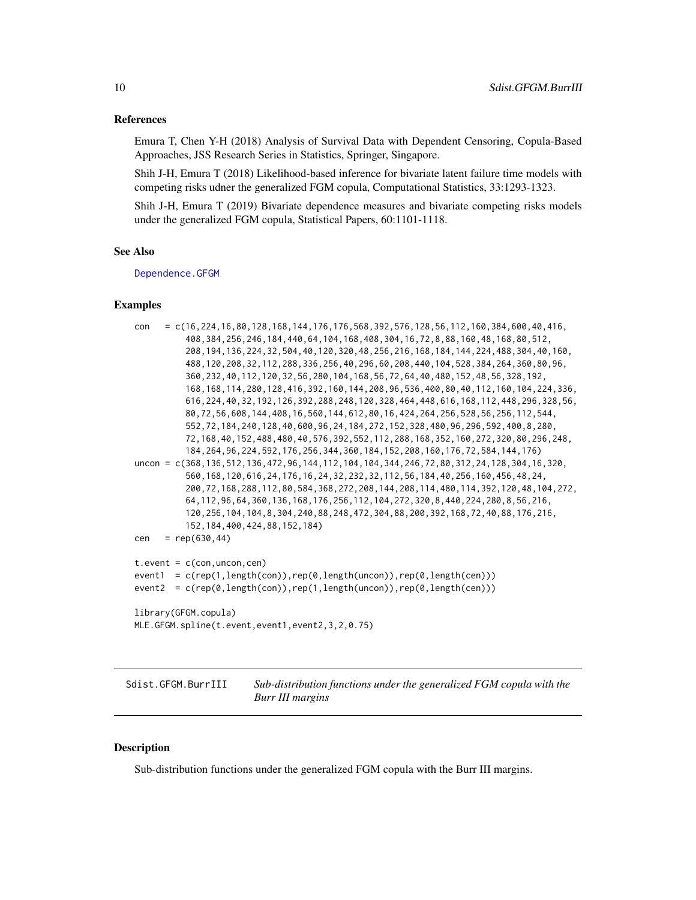### References

Emura T, Chen Y-H (2018) Analysis of Survival Data with Dependent Censoring, Copula-Based Approaches, JSS Research Series in Statistics, Springer, Singapore.

Shih J-H, Emura T (2018) Likelihood-based inference for bivariate latent failure time models with competing risks udner the generalized FGM copula, Computational Statistics, 33:1293-1323.

Shih J-H, Emura T (2019) Bivariate dependence measures and bivariate competing risks models under the generalized FGM copula, Statistical Papers, 60:1101-1118.

### See Also

Dependence.GFGM

### Examples

```
con   = c(16,224,16,80,128,168,144,176,176,568,392,576,128,56,112,160,384,600,40,416,
          408,384,256,246,184,440,64,104,168,408,304,16,72,8,88,160,48,168,80,512,
          208,194,136,224,32,504,40,120,320,48,256,216,168,184,144,224,488,304,40,160,
          488,120,208,32,112,288,336,256,40,296,60,208,440,104,528,384,264,360,80,96,
          360,232,40,112,120,32,56,280,104,168,56,72,64,40,480,152,48,56,328,192,
          168,168,114,280,128,416,392,160,144,208,96,536,400,80,40,112,160,104,224,336,
          616,224,40,32,192,126,392,288,248,120,328,464,448,616,168,112,448,296,328,56,
          80,72,56,608,144,408,16,560,144,612,80,16,424,264,256,528,56,256,112,544,
          552,72,184,240,128,40,600,96,24,184,272,152,328,480,96,296,592,400,8,280,
          72,168,40,152,488,480,40,576,392,552,112,288,168,352,160,272,320,80,296,248,
          184,264,96,224,592,176,256,344,360,184,152,208,160,176,72,584,144,176)
uncon = c(368,136,512,136,472,96,144,112,104,104,344,246,72,80,312,24,128,304,16,320,
          560,168,120,616,24,176,16,24,32,232,32,112,56,184,40,256,160,456,48,24,
          200,72,168,288,112,80,584,368,272,208,144,208,114,480,114,392,120,48,104,272,
          64,112,96,64,360,136,168,176,256,112,104,272,320,8,440,224,280,8,56,216,
          120,256,104,104,8,304,240,88,248,472,304,88,200,392,168,72,40,88,176,216,
          152,184,400,424,88,152,184)
cen   = rep(630,44)

t.event = c(con,uncon,cen)
event1  = c(rep(1,length(con)),rep(0,length(uncon)),rep(0,length(cen)))
event2  = c(rep(0,length(con)),rep(1,length(uncon)),rep(0,length(cen)))

library(GFGM.copula)
MLE.GFGM.spline(t.event,event1,event2,3,2,0.75)
```

---

## Sdist.GFGM.BurrIII — *Sub-distribution functions under the generalized FGM copula with the Burr III margins*

### Description

Sub-distribution functions under the generalized FGM copula with the Burr III margins.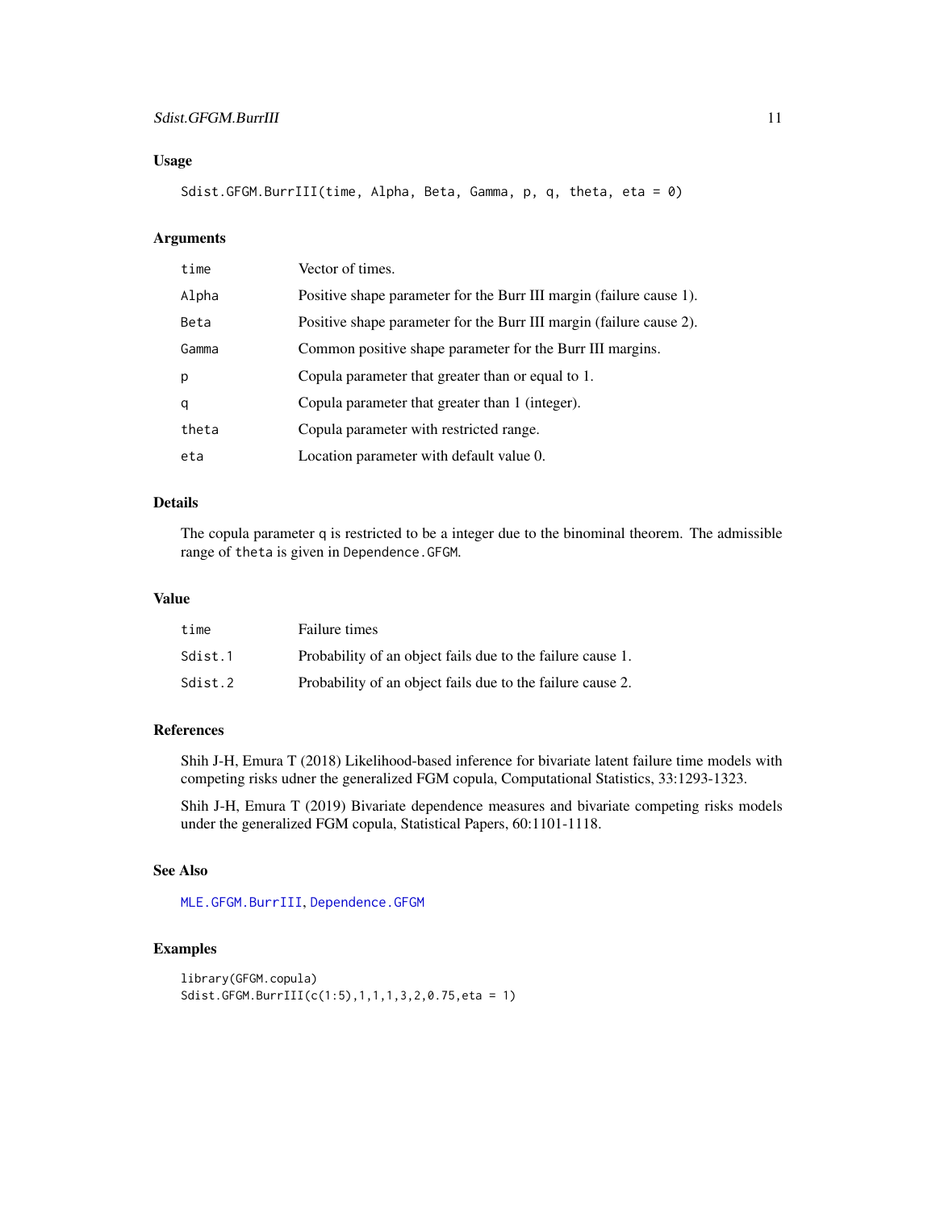## Usage

```
Sdist.GFGM.BurrIII(time, Alpha, Beta, Gamma, p, q, theta, eta = 0)
```

## Arguments

| | |
|---|---|
| time | Vector of times. |
| Alpha | Positive shape parameter for the Burr III margin (failure cause 1). |
| Beta | Positive shape parameter for the Burr III margin (failure cause 2). |
| Gamma | Common positive shape parameter for the Burr III margins. |
| p | Copula parameter that greater than or equal to 1. |
| q | Copula parameter that greater than 1 (integer). |
| theta | Copula parameter with restricted range. |
| eta | Location parameter with default value 0. |

## Details

The copula parameter q is restricted to be a integer due to the binominal theorem. The admissible range of theta is given in Dependence.GFGM.

## Value

| | |
|---|---|
| time | Failure times |
| Sdist.1 | Probability of an object fails due to the failure cause 1. |
| Sdist.2 | Probability of an object fails due to the failure cause 2. |

## References

Shih J-H, Emura T (2018) Likelihood-based inference for bivariate latent failure time models with competing risks udner the generalized FGM copula, Computational Statistics, 33:1293-1323.

Shih J-H, Emura T (2019) Bivariate dependence measures and bivariate competing risks models under the generalized FGM copula, Statistical Papers, 60:1101-1118.

## See Also

MLE.GFGM.BurrIII, Dependence.GFGM

## Examples

```
library(GFGM.copula)
Sdist.GFGM.BurrIII(c(1:5),1,1,1,3,2,0.75,eta = 1)
```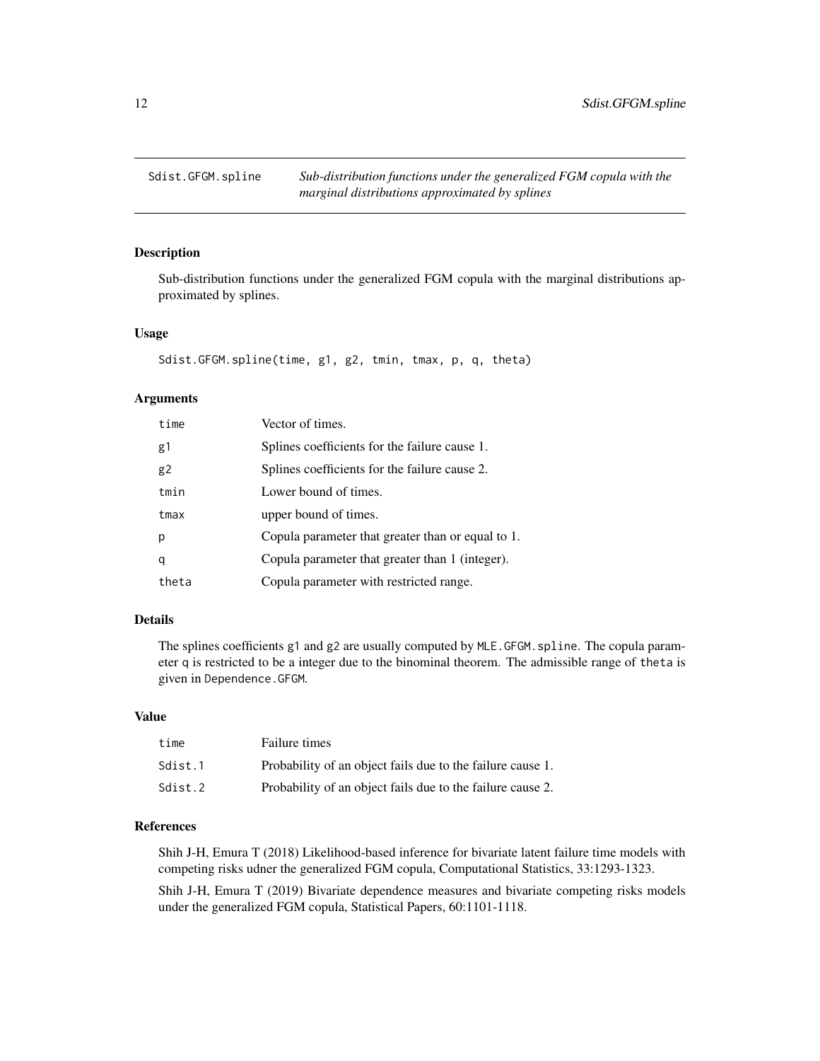## Sdist.GFGM.spline

*Sub-distribution functions under the generalized FGM copula with the marginal distributions approximated by splines*

### Description

Sub-distribution functions under the generalized FGM copula with the marginal distributions approximated by splines.

### Usage

```
Sdist.GFGM.spline(time, g1, g2, tmin, tmax, p, q, theta)
```

### Arguments

| | |
|---|---|
| time | Vector of times. |
| g1 | Splines coefficients for the failure cause 1. |
| g2 | Splines coefficients for the failure cause 2. |
| tmin | Lower bound of times. |
| tmax | upper bound of times. |
| p | Copula parameter that greater than or equal to 1. |
| q | Copula parameter that greater than 1 (integer). |
| theta | Copula parameter with restricted range. |

### Details

The splines coefficients `g1` and `g2` are usually computed by `MLE.GFGM.spline`. The copula parameter `q` is restricted to be a integer due to the binominal theorem. The admissible range of `theta` is given in `Dependence.GFGM`.

### Value

| | |
|---|---|
| time | Failure times |
| Sdist.1 | Probability of an object fails due to the failure cause 1. |
| Sdist.2 | Probability of an object fails due to the failure cause 2. |

### References

Shih J-H, Emura T (2018) Likelihood-based inference for bivariate latent failure time models with competing risks udner the generalized FGM copula, Computational Statistics, 33:1293-1323.

Shih J-H, Emura T (2019) Bivariate dependence measures and bivariate competing risks models under the generalized FGM copula, Statistical Papers, 60:1101-1118.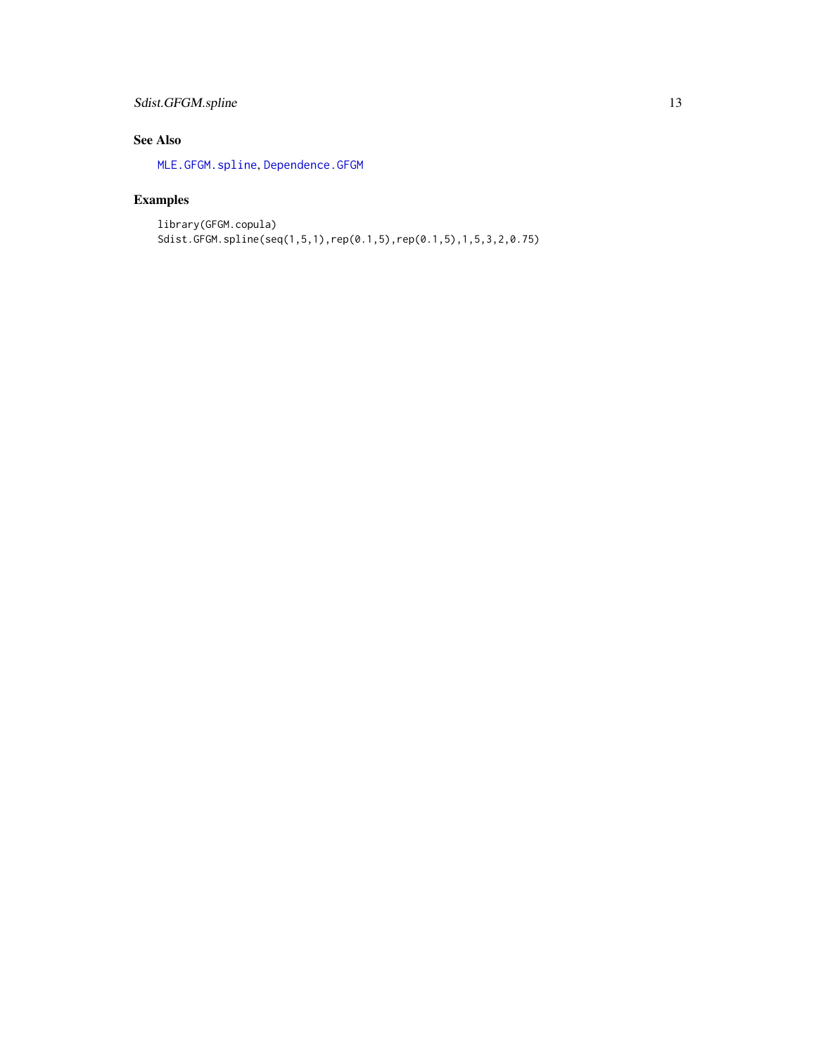## See Also

MLE.GFGM.spline, Dependence.GFGM

## Examples

```
library(GFGM.copula)
Sdist.GFGM.spline(seq(1,5,1),rep(0.1,5),rep(0.1,5),1,5,3,2,0.75)
```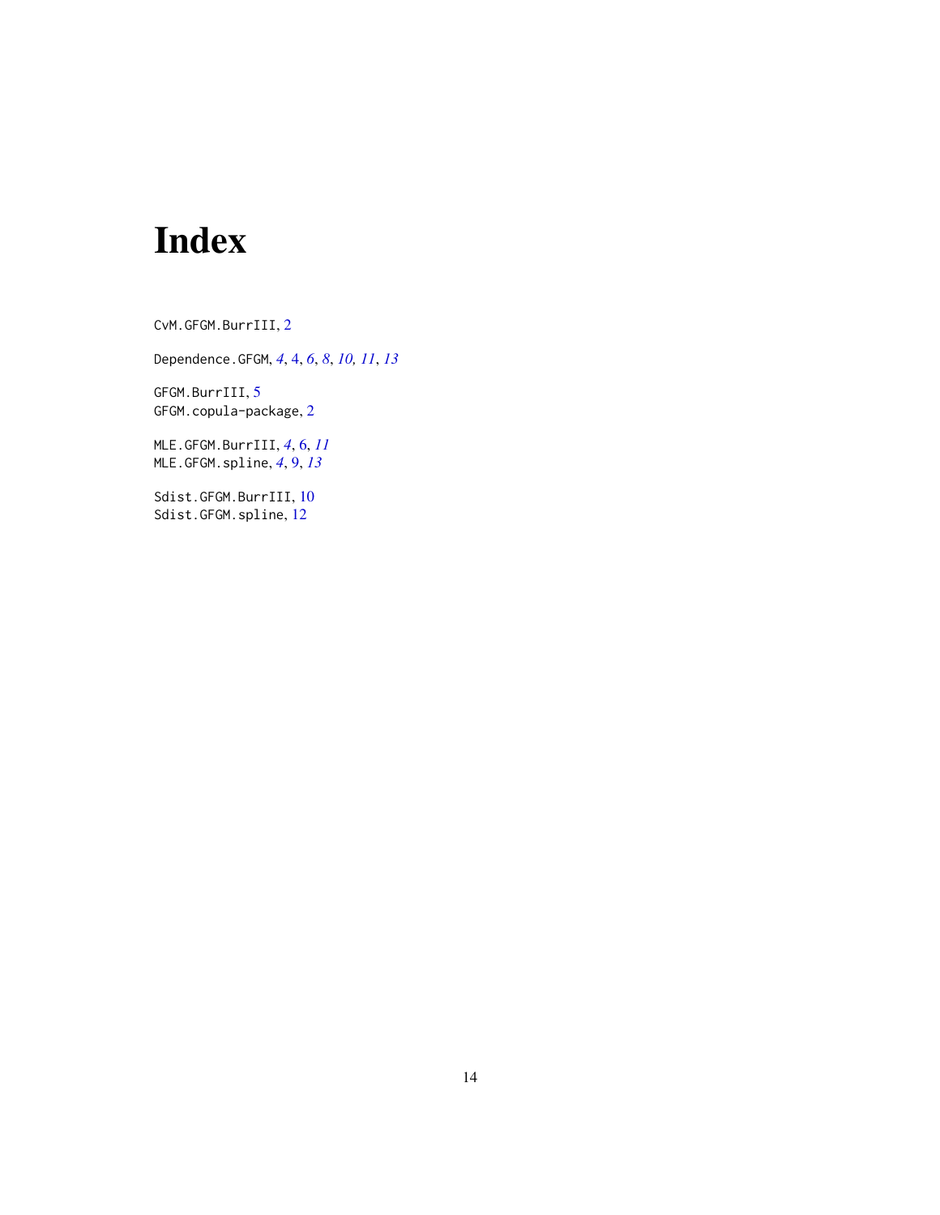# Index

CvM.GFGM.BurrIII, 2

Dependence.GFGM, *4*, 4, *6*, *8*, *10, 11*, *13*

GFGM.BurrIII, 5
GFGM.copula-package, 2

MLE.GFGM.BurrIII, *4*, 6, *11*
MLE.GFGM.spline, *4*, 9, *13*

Sdist.GFGM.BurrIII, 10
Sdist.GFGM.spline, 12